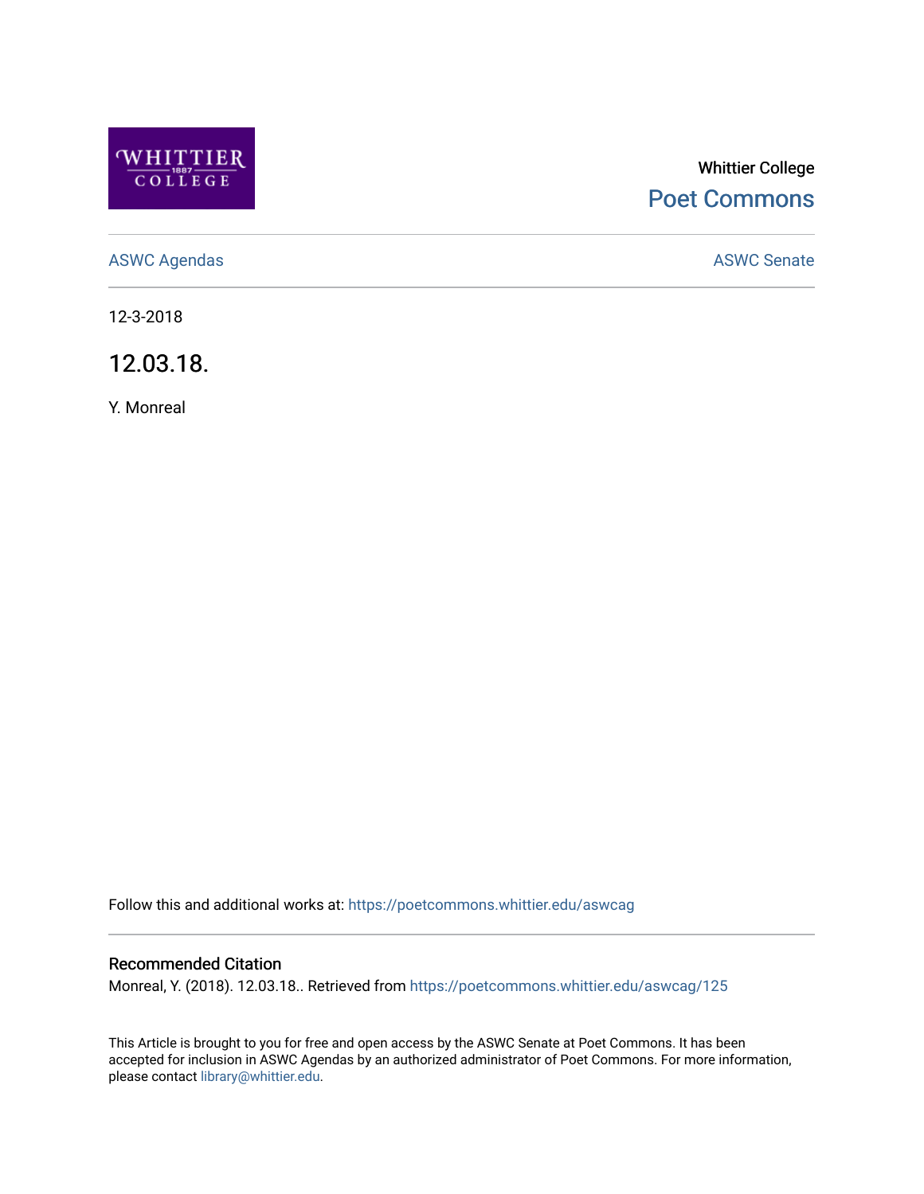Whittier College

Poet Commons

ASWC Agendas

ASWC Senate

12-3-2018

# 12.03.18.

Y. Monreal

Follow this and additional works at: https://poetcommons.whittier.edu/aswcag

## Recommended Citation

Monreal, Y. (2018). 12.03.18.. Retrieved from https://poetcommons.whittier.edu/aswcag/125

This Article is brought to you for free and open access by the ASWC Senate at Poet Commons. It has been accepted for inclusion in ASWC Agendas by an authorized administrator of Poet Commons. For more information, please contact library@whittier.edu.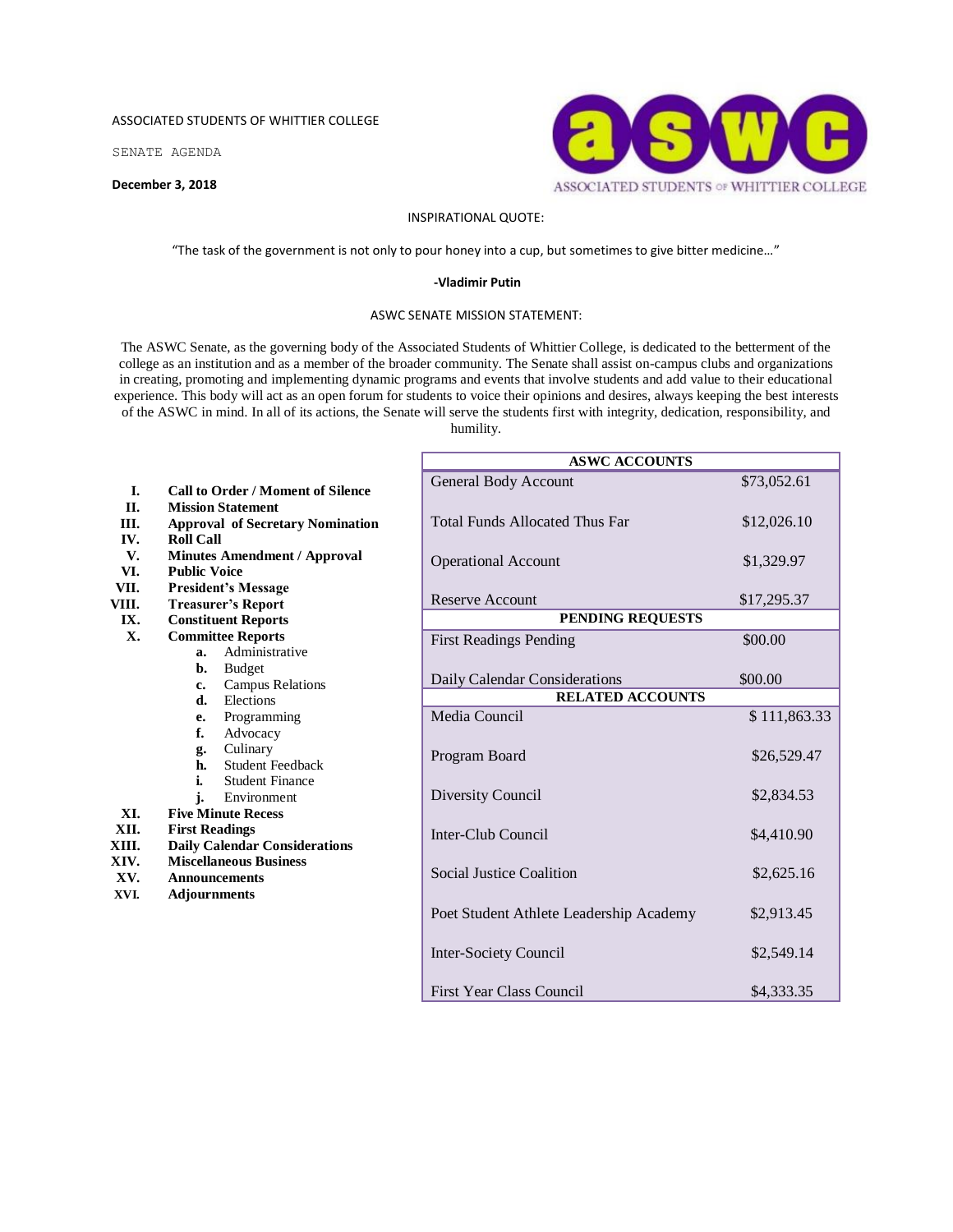ASSOCIATED STUDENTS OF WHITTIER COLLEGE

SENATE AGENDA

**December 3, 2018**

ASSOCIATED STUDENTS OF WHITTIER COLLEGE

INSPIRATIONAL QUOTE:

"The task of the government is not only to pour honey into a cup, but sometimes to give bitter medicine…"

**-Vladimir Putin**

ASWC SENATE MISSION STATEMENT:

The ASWC Senate, as the governing body of the Associated Students of Whittier College, is dedicated to the betterment of the college as an institution and as a member of the broader community. The Senate shall assist on-campus clubs and organizations in creating, promoting and implementing dynamic programs and events that involve students and add value to their educational experience. This body will act as an open forum for students to voice their opinions and desires, always keeping the best interests of the ASWC in mind. In all of its actions, the Senate will serve the students first with integrity, dedication, responsibility, and humility.

- **I. Call to Order / Moment of Silence**
- **II. Mission Statement**
- **III. Approval of Secretary Nomination**
- **IV. Roll Call**
- **V. Minutes Amendment / Approval**
- **VI. Public Voice**
- **VII. President's Message**
- **VIII. Treasurer's Report**
- **IX. Constituent Reports**
- **X. Committee Reports**
  - **a.** Administrative
  - **b.** Budget
  - **c.** Campus Relations
  - **d.** Elections
  - **e.** Programming
  - **f.** Advocacy
  - **g.** Culinary
  - **h.** Student Feedback
  - **i.** Student Finance
  - **j.** Environment
- **XI. Five Minute Recess**
- **XII. First Readings**
- **XIII. Daily Calendar Considerations**
- **XIV. Miscellaneous Business**
- **XV. Announcements**
- **XVI. Adjournments**

| ASWC ACCOUNTS | |
|---|---|
| General Body Account | $73,052.61 |
| Total Funds Allocated Thus Far | $12,026.10 |
| Operational Account | $1,329.97 |
| Reserve Account | $17,295.37 |
| **PENDING REQUESTS** | |
| First Readings Pending | $00.00 |
| Daily Calendar Considerations | $00.00 |
| **RELATED ACCOUNTS** | |
| Media Council | $ 111,863.33 |
| Program Board | $26,529.47 |
| Diversity Council | $2,834.53 |
| Inter-Club Council | $4,410.90 |
| Social Justice Coalition | $2,625.16 |
| Poet Student Athlete Leadership Academy | $2,913.45 |
| Inter-Society Council | $2,549.14 |
| First Year Class Council | $4,333.35 |